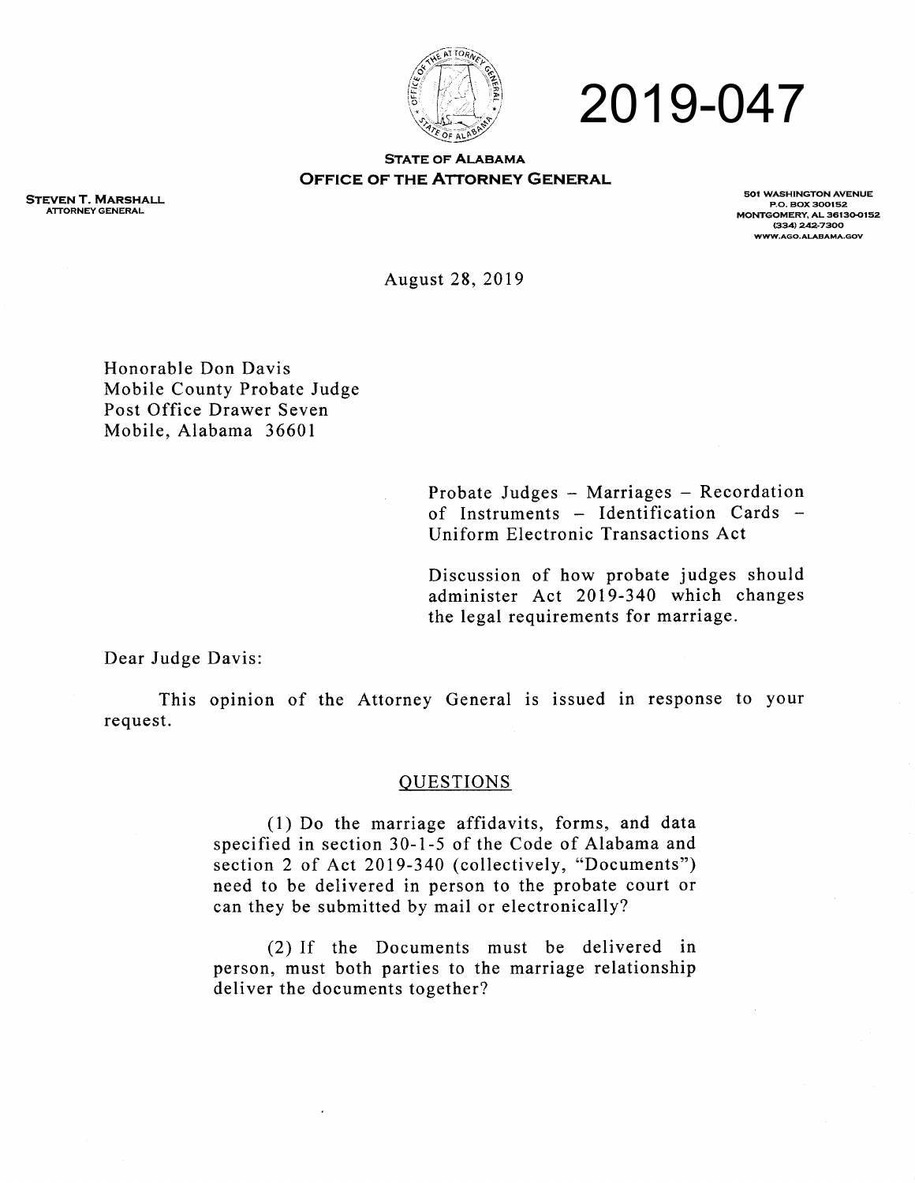# 2019-047

**STATE OF ALABAMA**
**OFFICE OF THE ATTORNEY GENERAL**

**STEVEN T. MARSHALL**
ATTORNEY GENERAL

501 WASHINGTON AVENUE
P.O. BOX 300152
MONTGOMERY, AL 36130-0152
(334) 242-7300
WWW.AGO.ALABAMA.GOV

August 28, 2019

Honorable Don Davis
Mobile County Probate Judge
Post Office Drawer Seven
Mobile, Alabama 36601

Probate Judges – Marriages – Recordation of Instruments – Identification Cards – Uniform Electronic Transactions Act

Discussion of how probate judges should administer Act 2019-340 which changes the legal requirements for marriage.

Dear Judge Davis:

This opinion of the Attorney General is issued in response to your request.

## QUESTIONS

(1) Do the marriage affidavits, forms, and data specified in section 30-1-5 of the Code of Alabama and section 2 of Act 2019-340 (collectively, "Documents") need to be delivered in person to the probate court or can they be submitted by mail or electronically?

(2) If the Documents must be delivered in person, must both parties to the marriage relationship deliver the documents together?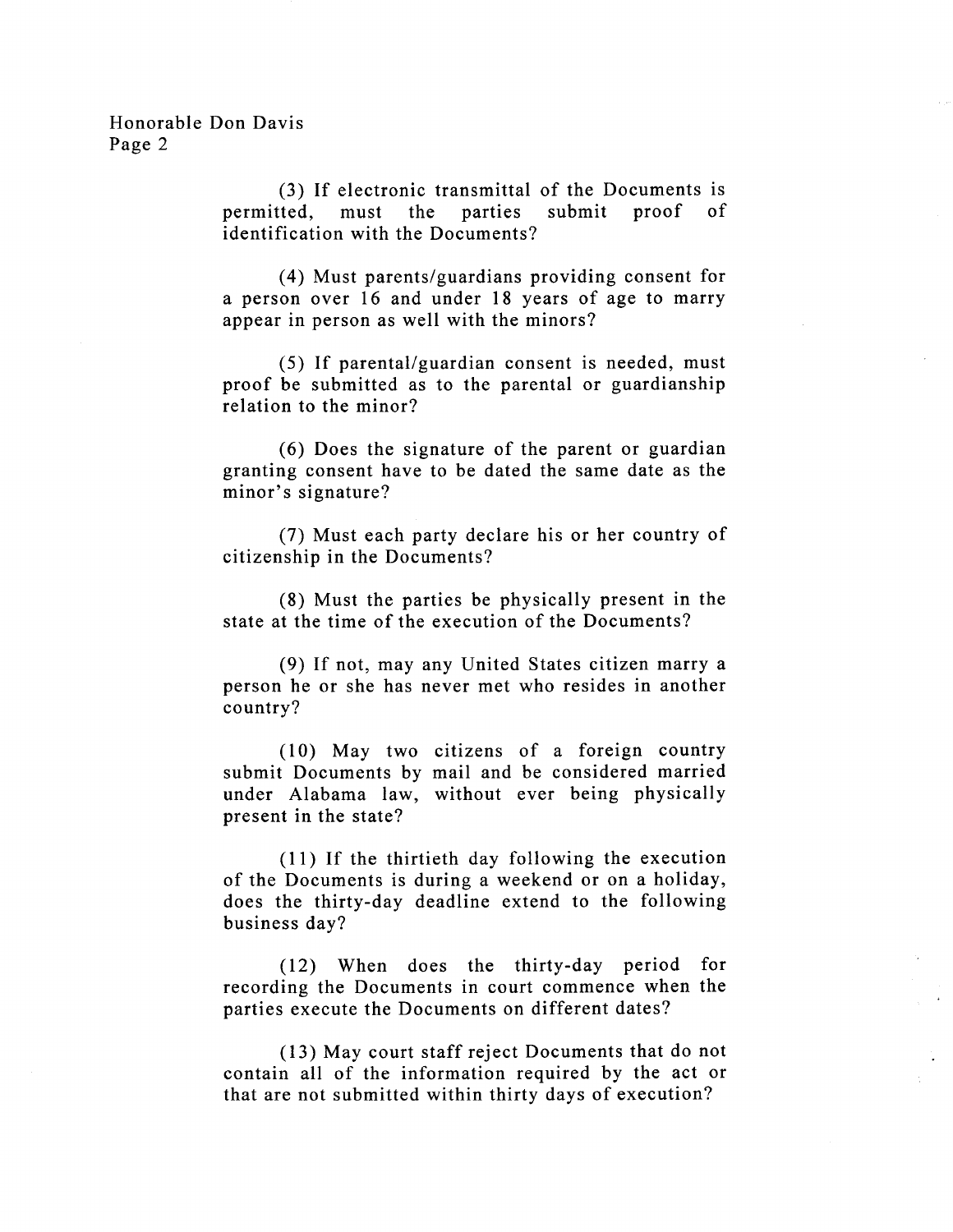Honorable Don Davis

(3) If electronic transmittal of the Documents is permitted, must the parties submit proof of identification with the Documents?

(4) Must parents/guardians providing consent for a person over 16 and under 18 years of age to marry appear in person as well with the minors?

(5) If parental/guardian consent is needed, must proof be submitted as to the parental or guardianship relation to the minor?

(6) Does the signature of the parent or guardian granting consent have to be dated the same date as the minor's signature?

(7) Must each party declare his or her country of citizenship in the Documents?

(8) Must the parties be physically present in the state at the time of the execution of the Documents?

(9) If not, may any United States citizen marry a person he or she has never met who resides in another country?

(10) May two citizens of a foreign country submit Documents by mail and be considered married under Alabama law, without ever being physically present in the state?

(11) If the thirtieth day following the execution of the Documents is during a weekend or on a holiday, does the thirty-day deadline extend to the following business day?

(12) When does the thirty-day period for recording the Documents in court commence when the parties execute the Documents on different dates?

(13) May court staff reject Documents that do not contain all of the information required by the act or that are not submitted within thirty days of execution?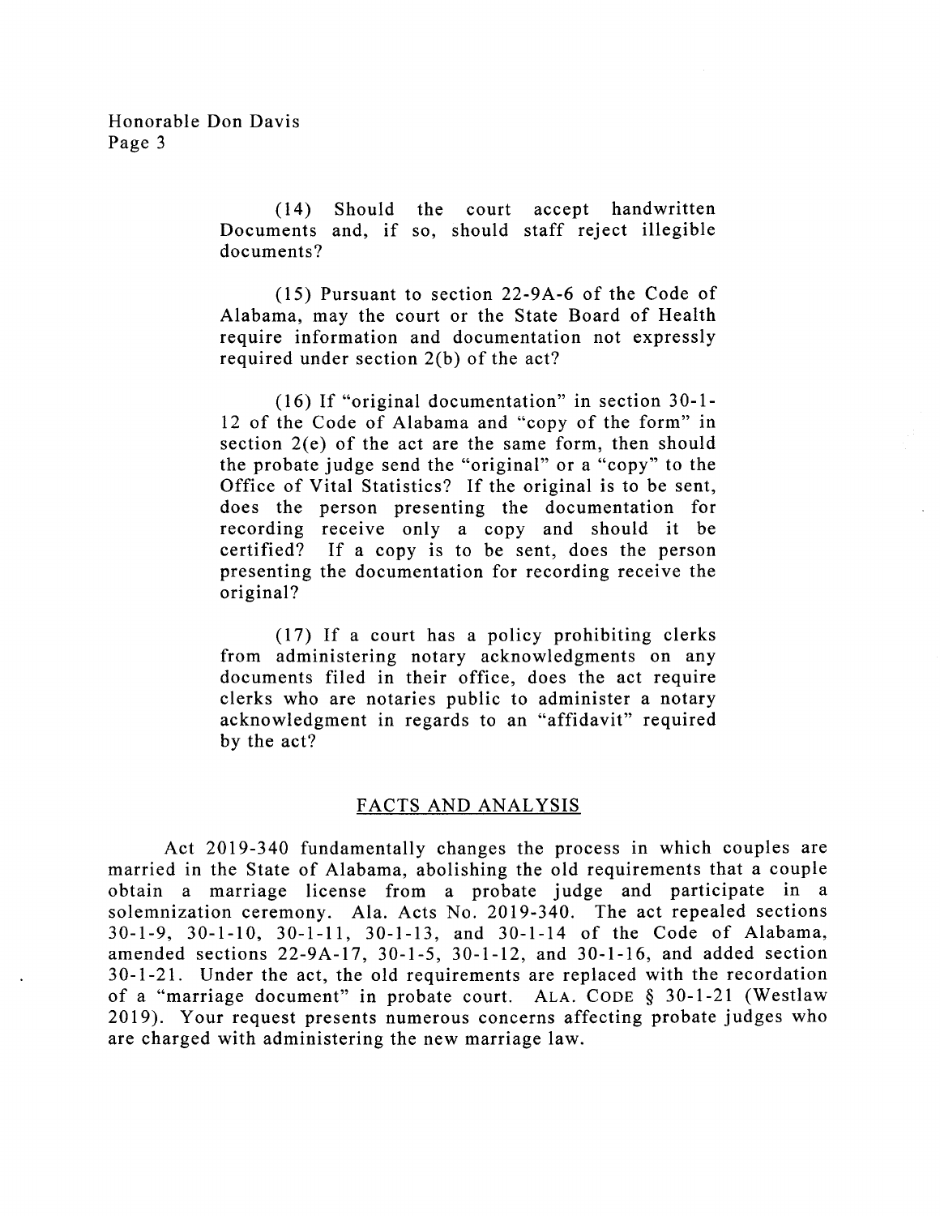(14) Should the court accept handwritten Documents and, if so, should staff reject illegible documents?

(15) Pursuant to section 22-9A-6 of the Code of Alabama, may the court or the State Board of Health require information and documentation not expressly required under section 2(b) of the act?

(16) If "original documentation" in section 30-1-12 of the Code of Alabama and "copy of the form" in section 2(e) of the act are the same form, then should the probate judge send the "original" or a "copy" to the Office of Vital Statistics? If the original is to be sent, does the person presenting the documentation for recording receive only a copy and should it be certified? If a copy is to be sent, does the person presenting the documentation for recording receive the original?

(17) If a court has a policy prohibiting clerks from administering notary acknowledgments on any documents filed in their office, does the act require clerks who are notaries public to administer a notary acknowledgment in regards to an "affidavit" required by the act?

## FACTS AND ANALYSIS

Act 2019-340 fundamentally changes the process in which couples are married in the State of Alabama, abolishing the old requirements that a couple obtain a marriage license from a probate judge and participate in a solemnization ceremony. Ala. Acts No. 2019-340. The act repealed sections 30-1-9, 30-1-10, 30-1-11, 30-1-13, and 30-1-14 of the Code of Alabama, amended sections 22-9A-17, 30-1-5, 30-1-12, and 30-1-16, and added section 30-1-21. Under the act, the old requirements are replaced with the recordation of a "marriage document" in probate court. ALA. CODE § 30-1-21 (Westlaw 2019). Your request presents numerous concerns affecting probate judges who are charged with administering the new marriage law.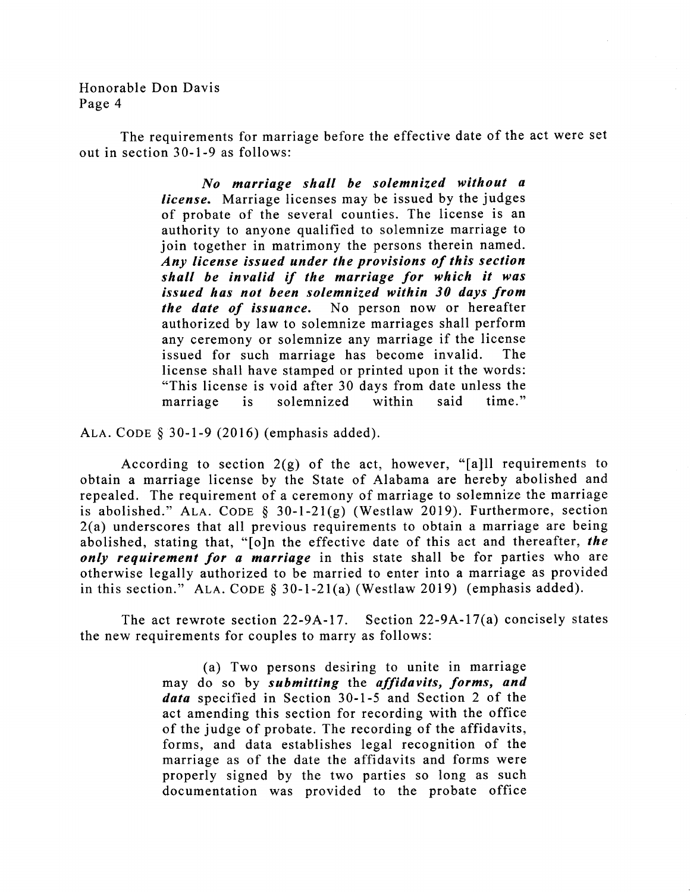The requirements for marriage before the effective date of the act were set out in section 30-1-9 as follows:

> ***No marriage shall be solemnized without a license.*** Marriage licenses may be issued by the judges of probate of the several counties. The license is an authority to anyone qualified to solemnize marriage to join together in matrimony the persons therein named. ***Any license issued under the provisions of this section shall be invalid if the marriage for which it was issued has not been solemnized within 30 days from the date of issuance.*** No person now or hereafter authorized by law to solemnize marriages shall perform any ceremony or solemnize any marriage if the license issued for such marriage has become invalid. The license shall have stamped or printed upon it the words: "This license is void after 30 days from date unless the marriage is solemnized within said time."

ALA. CODE § 30-1-9 (2016) (emphasis added).

According to section 2(g) of the act, however, "[a]ll requirements to obtain a marriage license by the State of Alabama are hereby abolished and repealed. The requirement of a ceremony of marriage to solemnize the marriage is abolished." ALA. CODE § 30-1-21(g) (Westlaw 2019). Furthermore, section 2(a) underscores that all previous requirements to obtain a marriage are being abolished, stating that, "[o]n the effective date of this act and thereafter, ***the only requirement for a marriage*** in this state shall be for parties who are otherwise legally authorized to be married to enter into a marriage as provided in this section." ALA. CODE § 30-1-21(a) (Westlaw 2019) (emphasis added).

The act rewrote section 22-9A-17. Section 22-9A-17(a) concisely states the new requirements for couples to marry as follows:

> (a) Two persons desiring to unite in marriage may do so by ***submitting*** the ***affidavits, forms, and data*** specified in Section 30-1-5 and Section 2 of the act amending this section for recording with the office of the judge of probate. The recording of the affidavits, forms, and data establishes legal recognition of the marriage as of the date the affidavits and forms were properly signed by the two parties so long as such documentation was provided to the probate office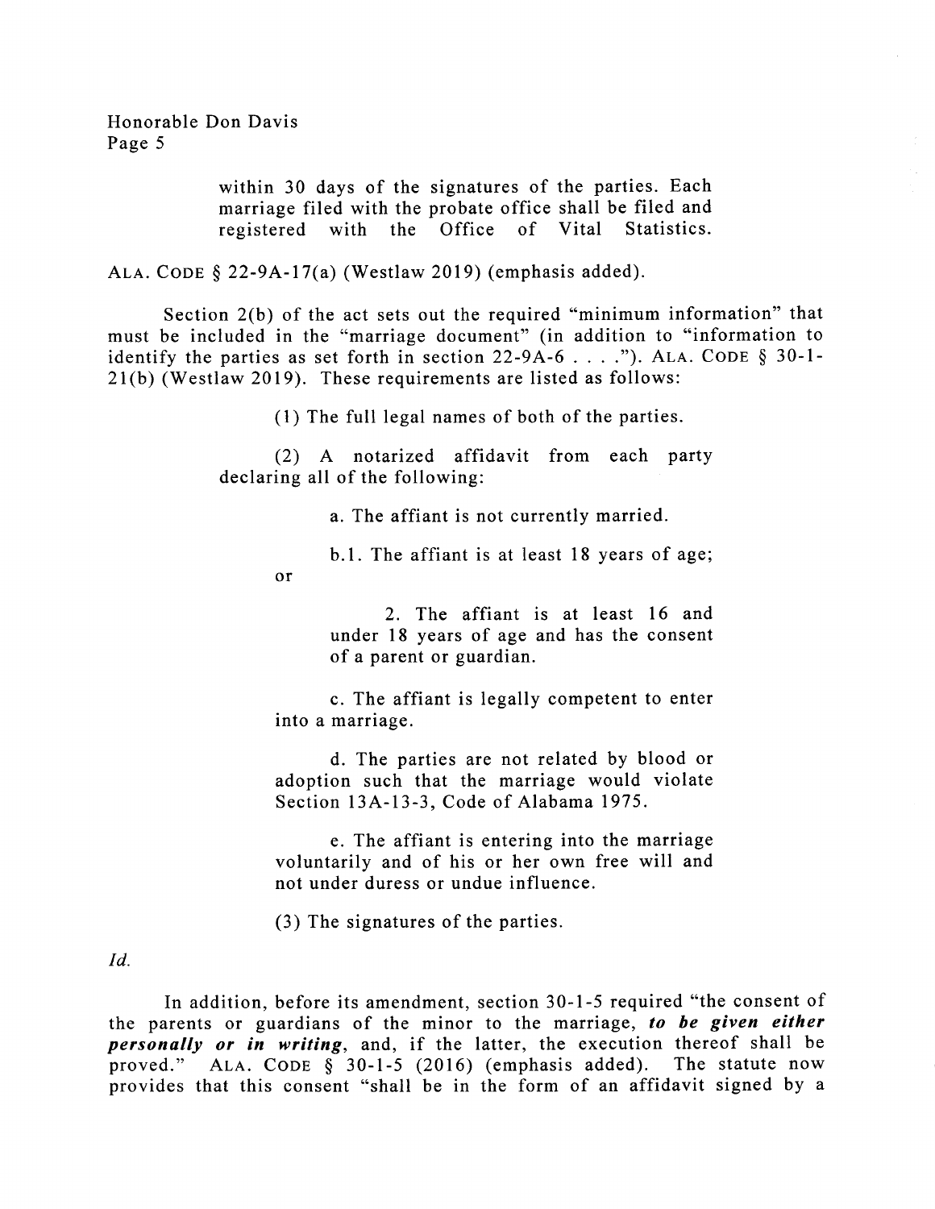> within 30 days of the signatures of the parties. Each marriage filed with the probate office shall be filed and registered with the Office of Vital Statistics.

ALA. CODE § 22-9A-17(a) (Westlaw 2019) (emphasis added).

Section 2(b) of the act sets out the required "minimum information" that must be included in the "marriage document" (in addition to "information to identify the parties as set forth in section 22-9A-6 . . . ."). ALA. CODE § 30-1-21(b) (Westlaw 2019). These requirements are listed as follows:

> (1) The full legal names of both of the parties.
>
> (2) A notarized affidavit from each party declaring all of the following:
>
> a. The affiant is not currently married.
>
> b.1. The affiant is at least 18 years of age;
>
> or
>
> 2. The affiant is at least 16 and under 18 years of age and has the consent of a parent or guardian.
>
> c. The affiant is legally competent to enter into a marriage.
>
> d. The parties are not related by blood or adoption such that the marriage would violate Section 13A-13-3, Code of Alabama 1975.
>
> e. The affiant is entering into the marriage voluntarily and of his or her own free will and not under duress or undue influence.
>
> (3) The signatures of the parties.

*Id.*

In addition, before its amendment, section 30-1-5 required "the consent of the parents or guardians of the minor to the marriage, ***to be given either personally or in writing***, and, if the latter, the execution thereof shall be proved." ALA. CODE § 30-1-5 (2016) (emphasis added). The statute now provides that this consent "shall be in the form of an affidavit signed by a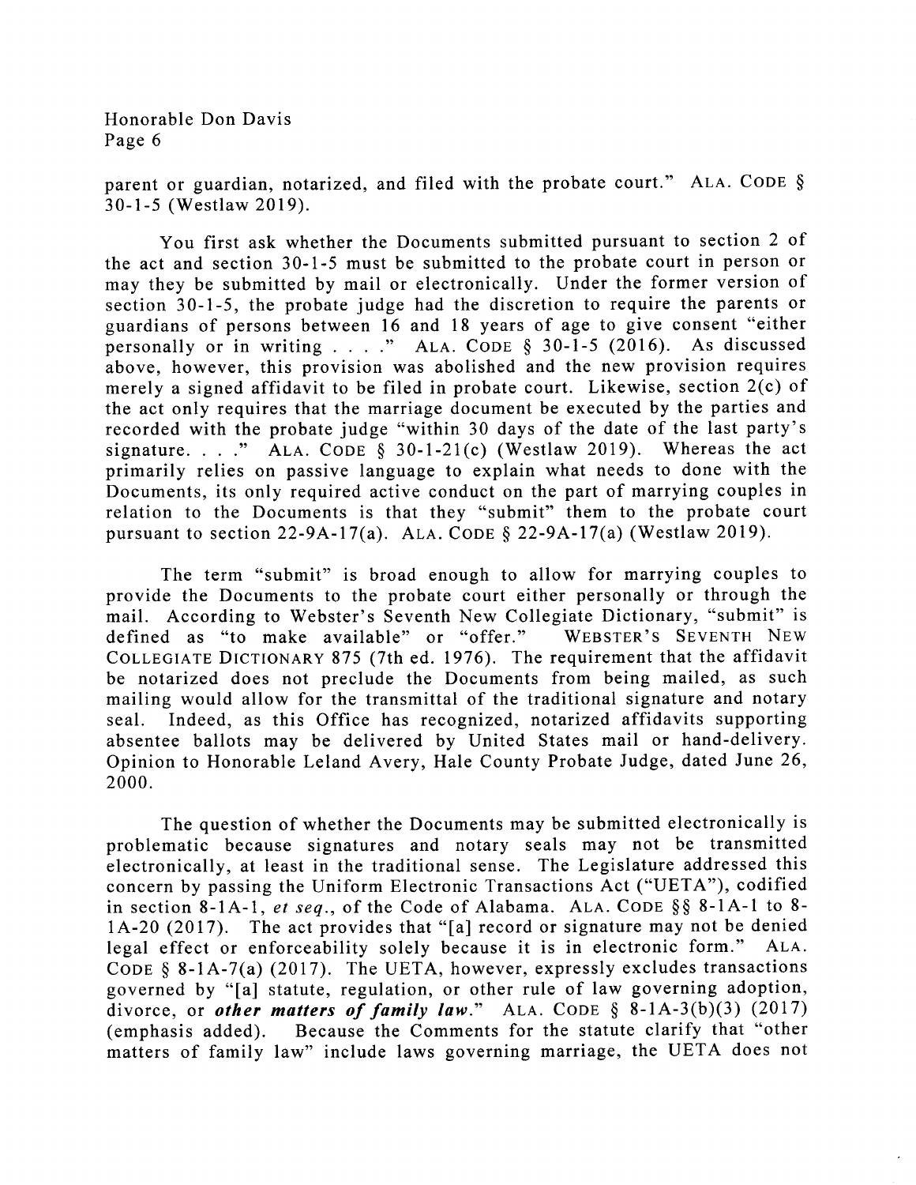parent or guardian, notarized, and filed with the probate court." ALA. CODE § 30-1-5 (Westlaw 2019).

You first ask whether the Documents submitted pursuant to section 2 of the act and section 30-1-5 must be submitted to the probate court in person or may they be submitted by mail or electronically. Under the former version of section 30-1-5, the probate judge had the discretion to require the parents or guardians of persons between 16 and 18 years of age to give consent "either personally or in writing . . . ." ALA. CODE § 30-1-5 (2016). As discussed above, however, this provision was abolished and the new provision requires merely a signed affidavit to be filed in probate court. Likewise, section 2(c) of the act only requires that the marriage document be executed by the parties and recorded with the probate judge "within 30 days of the date of the last party's signature. . . ." ALA. CODE § 30-1-21(c) (Westlaw 2019). Whereas the act primarily relies on passive language to explain what needs to done with the Documents, its only required active conduct on the part of marrying couples in relation to the Documents is that they "submit" them to the probate court pursuant to section 22-9A-17(a). ALA. CODE § 22-9A-17(a) (Westlaw 2019).

The term "submit" is broad enough to allow for marrying couples to provide the Documents to the probate court either personally or through the mail. According to Webster's Seventh New Collegiate Dictionary, "submit" is defined as "to make available" or "offer." WEBSTER'S SEVENTH NEW COLLEGIATE DICTIONARY 875 (7th ed. 1976). The requirement that the affidavit be notarized does not preclude the Documents from being mailed, as such mailing would allow for the transmittal of the traditional signature and notary seal. Indeed, as this Office has recognized, notarized affidavits supporting absentee ballots may be delivered by United States mail or hand-delivery. Opinion to Honorable Leland Avery, Hale County Probate Judge, dated June 26, 2000.

The question of whether the Documents may be submitted electronically is problematic because signatures and notary seals may not be transmitted electronically, at least in the traditional sense. The Legislature addressed this concern by passing the Uniform Electronic Transactions Act ("UETA"), codified in section 8-1A-1, *et seq.*, of the Code of Alabama. ALA. CODE §§ 8-1A-1 to 8-1A-20 (2017). The act provides that "[a] record or signature may not be denied legal effect or enforceability solely because it is in electronic form." ALA. CODE § 8-1A-7(a) (2017). The UETA, however, expressly excludes transactions governed by "[a] statute, regulation, or other rule of law governing adoption, divorce, or ***other matters of family law***." ALA. CODE § 8-1A-3(b)(3) (2017) (emphasis added). Because the Comments for the statute clarify that "other matters of family law" include laws governing marriage, the UETA does not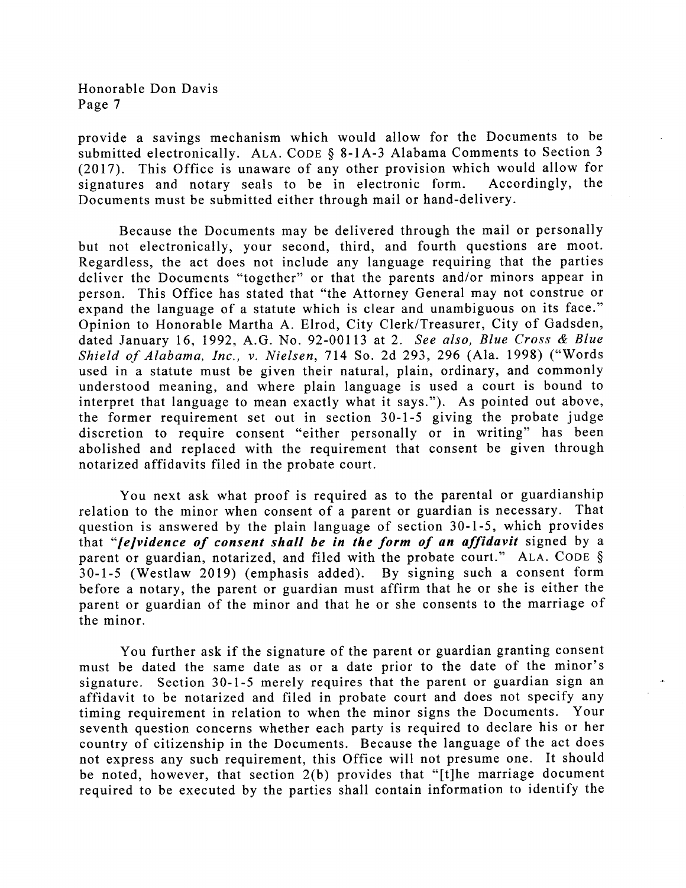provide a savings mechanism which would allow for the Documents to be submitted electronically. ALA. CODE § 8-1A-3 Alabama Comments to Section 3 (2017). This Office is unaware of any other provision which would allow for signatures and notary seals to be in electronic form. Accordingly, the Documents must be submitted either through mail or hand-delivery.

Because the Documents may be delivered through the mail or personally but not electronically, your second, third, and fourth questions are moot. Regardless, the act does not include any language requiring that the parties deliver the Documents "together" or that the parents and/or minors appear in person. This Office has stated that "the Attorney General may not construe or expand the language of a statute which is clear and unambiguous on its face." Opinion to Honorable Martha A. Elrod, City Clerk/Treasurer, City of Gadsden, dated January 16, 1992, A.G. No. 92-00113 at 2. *See also, Blue Cross & Blue Shield of Alabama, Inc., v. Nielsen*, 714 So. 2d 293, 296 (Ala. 1998) ("Words used in a statute must be given their natural, plain, ordinary, and commonly understood meaning, and where plain language is used a court is bound to interpret that language to mean exactly what it says."). As pointed out above, the former requirement set out in section 30-1-5 giving the probate judge discretion to require consent "either personally or in writing" has been abolished and replaced with the requirement that consent be given through notarized affidavits filed in the probate court.

You next ask what proof is required as to the parental or guardianship relation to the minor when consent of a parent or guardian is necessary. That question is answered by the plain language of section 30-1-5, which provides that "***[e]vidence of consent shall be in the form of an affidavit*** signed by a parent or guardian, notarized, and filed with the probate court." ALA. CODE § 30-1-5 (Westlaw 2019) (emphasis added). By signing such a consent form before a notary, the parent or guardian must affirm that he or she is either the parent or guardian of the minor and that he or she consents to the marriage of the minor.

You further ask if the signature of the parent or guardian granting consent must be dated the same date as or a date prior to the date of the minor's signature. Section 30-1-5 merely requires that the parent or guardian sign an affidavit to be notarized and filed in probate court and does not specify any timing requirement in relation to when the minor signs the Documents. Your seventh question concerns whether each party is required to declare his or her country of citizenship in the Documents. Because the language of the act does not express any such requirement, this Office will not presume one. It should be noted, however, that section 2(b) provides that "[t]he marriage document required to be executed by the parties shall contain information to identify the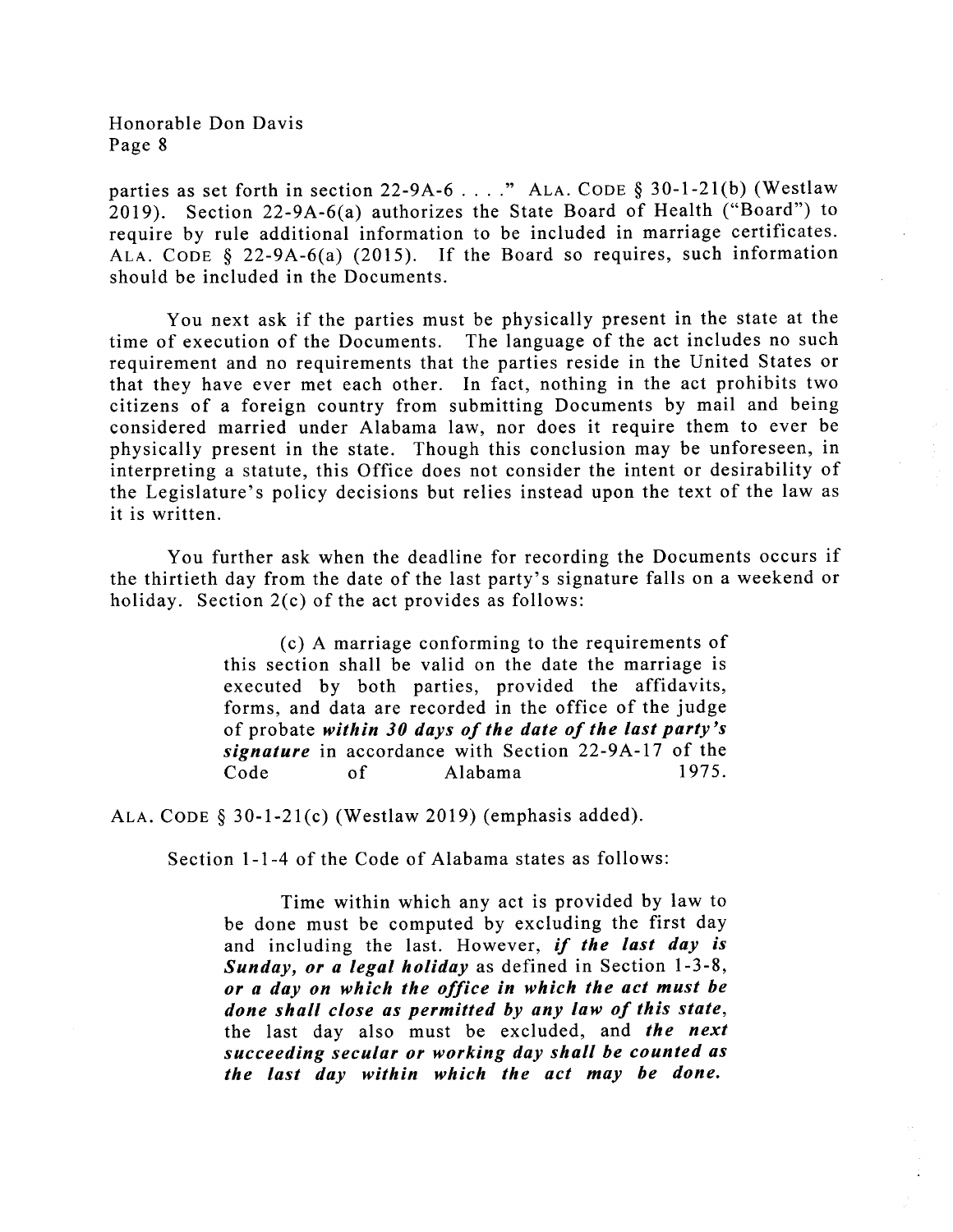parties as set forth in section 22-9A-6 . . . ." ALA. CODE § 30-1-21(b) (Westlaw 2019). Section 22-9A-6(a) authorizes the State Board of Health ("Board") to require by rule additional information to be included in marriage certificates. ALA. CODE § 22-9A-6(a) (2015). If the Board so requires, such information should be included in the Documents.

You next ask if the parties must be physically present in the state at the time of execution of the Documents. The language of the act includes no such requirement and no requirements that the parties reside in the United States or that they have ever met each other. In fact, nothing in the act prohibits two citizens of a foreign country from submitting Documents by mail and being considered married under Alabama law, nor does it require them to ever be physically present in the state. Though this conclusion may be unforeseen, in interpreting a statute, this Office does not consider the intent or desirability of the Legislature's policy decisions but relies instead upon the text of the law as it is written.

You further ask when the deadline for recording the Documents occurs if the thirtieth day from the date of the last party's signature falls on a weekend or holiday. Section 2(c) of the act provides as follows:

> (c) A marriage conforming to the requirements of this section shall be valid on the date the marriage is executed by both parties, provided the affidavits, forms, and data are recorded in the office of the judge of probate ***within 30 days of the date of the last party's signature*** in accordance with Section 22-9A-17 of the Code of Alabama 1975.

ALA. CODE § 30-1-21(c) (Westlaw 2019) (emphasis added).

Section 1-1-4 of the Code of Alabama states as follows:

> Time within which any act is provided by law to be done must be computed by excluding the first day and including the last. However, ***if the last day is Sunday, or a legal holiday*** as defined in Section 1-3-8, ***or a day on which the office in which the act must be done shall close as permitted by any law of this state***, the last day also must be excluded, and ***the next succeeding secular or working day shall be counted as the last day within which the act may be done.***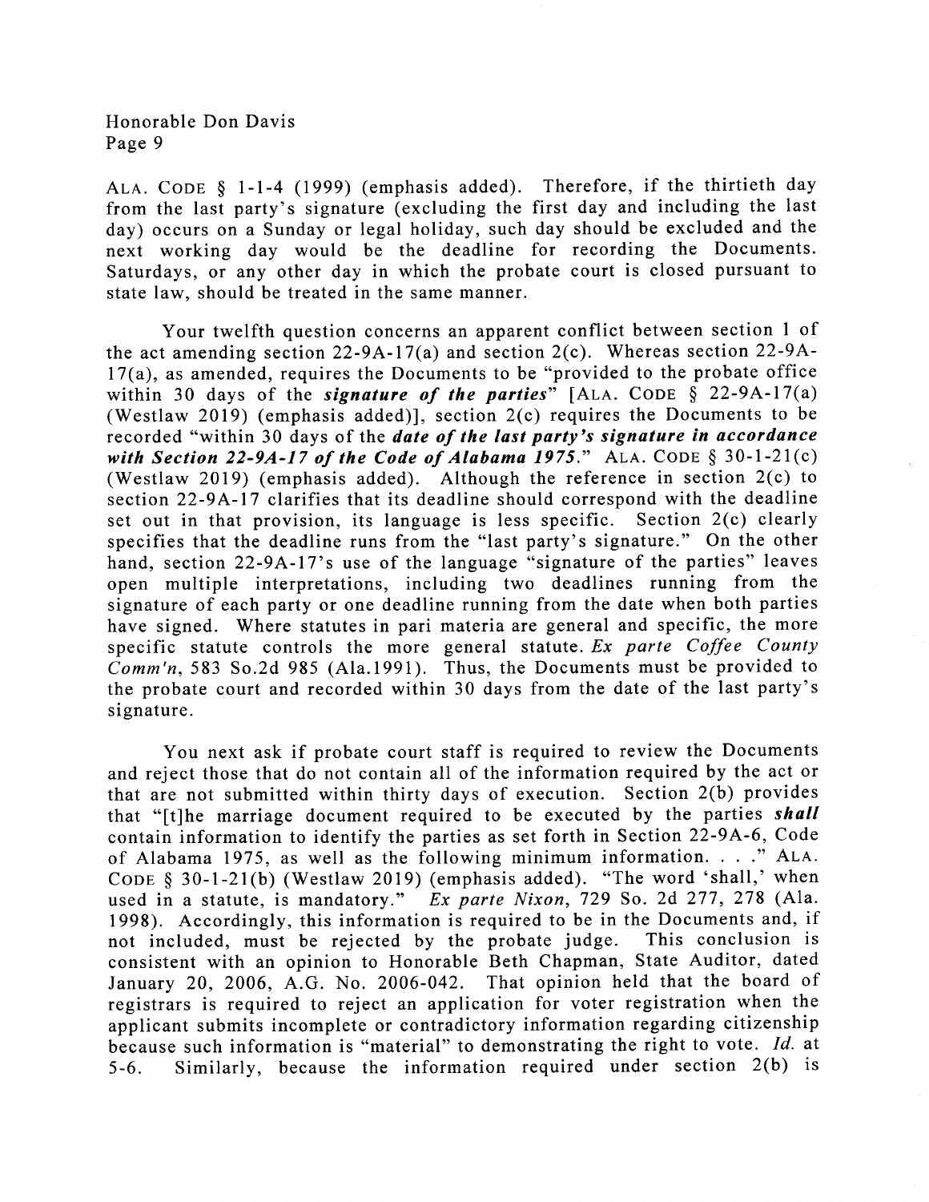ALA. CODE § 1-1-4 (1999) (emphasis added). Therefore, if the thirtieth day from the last party's signature (excluding the first day and including the last day) occurs on a Sunday or legal holiday, such day should be excluded and the next working day would be the deadline for recording the Documents. Saturdays, or any other day in which the probate court is closed pursuant to state law, should be treated in the same manner.

Your twelfth question concerns an apparent conflict between section 1 of the act amending section 22-9A-17(a) and section 2(c). Whereas section 22-9A-17(a), as amended, requires the Documents to be "provided to the probate office within 30 days of the ***signature of the parties***" [ALA. CODE § 22-9A-17(a) (Westlaw 2019) (emphasis added)], section 2(c) requires the Documents to be recorded "within 30 days of the ***date of the last party's signature in accordance with Section 22-9A-17 of the Code of Alabama 1975***." ALA. CODE § 30-1-21(c) (Westlaw 2019) (emphasis added). Although the reference in section 2(c) to section 22-9A-17 clarifies that its deadline should correspond with the deadline set out in that provision, its language is less specific. Section 2(c) clearly specifies that the deadline runs from the "last party's signature." On the other hand, section 22-9A-17's use of the language "signature of the parties" leaves open multiple interpretations, including two deadlines running from the signature of each party or one deadline running from the date when both parties have signed. Where statutes in pari materia are general and specific, the more specific statute controls the more general statute. *Ex parte Coffee County Comm'n*, 583 So.2d 985 (Ala.1991). Thus, the Documents must be provided to the probate court and recorded within 30 days from the date of the last party's signature.

You next ask if probate court staff is required to review the Documents and reject those that do not contain all of the information required by the act or that are not submitted within thirty days of execution. Section 2(b) provides that "[t]he marriage document required to be executed by the parties ***shall*** contain information to identify the parties as set forth in Section 22-9A-6, Code of Alabama 1975, as well as the following minimum information. . . ." ALA. CODE § 30-1-21(b) (Westlaw 2019) (emphasis added). "The word 'shall,' when used in a statute, is mandatory." *Ex parte Nixon*, 729 So. 2d 277, 278 (Ala. 1998). Accordingly, this information is required to be in the Documents and, if not included, must be rejected by the probate judge. This conclusion is consistent with an opinion to Honorable Beth Chapman, State Auditor, dated January 20, 2006, A.G. No. 2006-042. That opinion held that the board of registrars is required to reject an application for voter registration when the applicant submits incomplete or contradictory information regarding citizenship because such information is "material" to demonstrating the right to vote. *Id.* at 5-6. Similarly, because the information required under section 2(b) is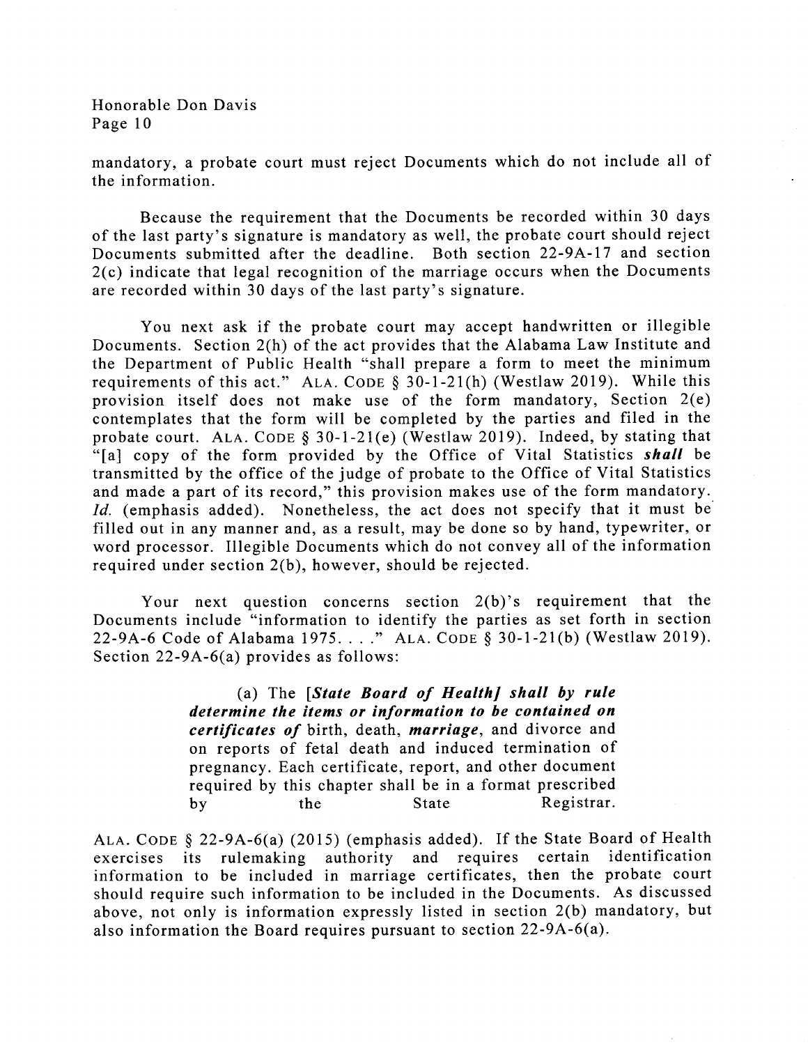mandatory, a probate court must reject Documents which do not include all of the information.

Because the requirement that the Documents be recorded within 30 days of the last party's signature is mandatory as well, the probate court should reject Documents submitted after the deadline. Both section 22-9A-17 and section 2(c) indicate that legal recognition of the marriage occurs when the Documents are recorded within 30 days of the last party's signature.

You next ask if the probate court may accept handwritten or illegible Documents. Section 2(h) of the act provides that the Alabama Law Institute and the Department of Public Health "shall prepare a form to meet the minimum requirements of this act." ALA. CODE § 30-1-21(h) (Westlaw 2019). While this provision itself does not make use of the form mandatory, Section 2(e) contemplates that the form will be completed by the parties and filed in the probate court. ALA. CODE § 30-1-21(e) (Westlaw 2019). Indeed, by stating that "[a] copy of the form provided by the Office of Vital Statistics ***shall*** be transmitted by the office of the judge of probate to the Office of Vital Statistics and made a part of its record," this provision makes use of the form mandatory. *Id.* (emphasis added). Nonetheless, the act does not specify that it must be filled out in any manner and, as a result, may be done so by hand, typewriter, or word processor. Illegible Documents which do not convey all of the information required under section 2(b), however, should be rejected.

Your next question concerns section 2(b)'s requirement that the Documents include "information to identify the parties as set forth in section 22-9A-6 Code of Alabama 1975. . . ." ALA. CODE § 30-1-21(b) (Westlaw 2019). Section 22-9A-6(a) provides as follows:

> (a) The ***[State Board of Health] shall by rule determine the items or information to be contained on certificates of*** birth, death, ***marriage***, and divorce and on reports of fetal death and induced termination of pregnancy. Each certificate, report, and other document required by this chapter shall be in a format prescribed by the State Registrar.

ALA. CODE § 22-9A-6(a) (2015) (emphasis added). If the State Board of Health exercises its rulemaking authority and requires certain identification information to be included in marriage certificates, then the probate court should require such information to be included in the Documents. As discussed above, not only is information expressly listed in section 2(b) mandatory, but also information the Board requires pursuant to section 22-9A-6(a).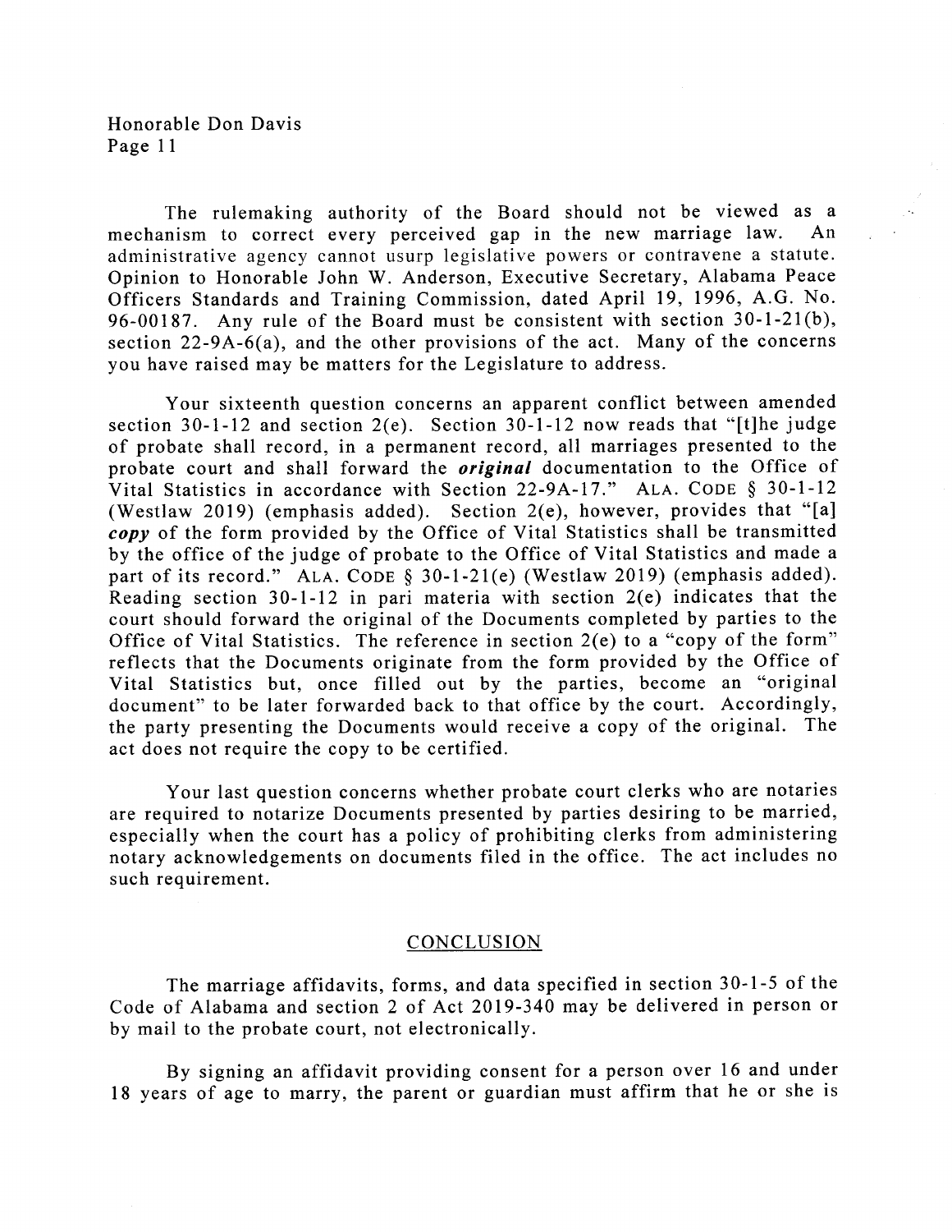The rulemaking authority of the Board should not be viewed as a mechanism to correct every perceived gap in the new marriage law. An administrative agency cannot usurp legislative powers or contravene a statute. Opinion to Honorable John W. Anderson, Executive Secretary, Alabama Peace Officers Standards and Training Commission, dated April 19, 1996, A.G. No. 96-00187. Any rule of the Board must be consistent with section 30-1-21(b), section 22-9A-6(a), and the other provisions of the act. Many of the concerns you have raised may be matters for the Legislature to address.

Your sixteenth question concerns an apparent conflict between amended section 30-1-12 and section 2(e). Section 30-1-12 now reads that "[t]he judge of probate shall record, in a permanent record, all marriages presented to the probate court and shall forward the ***original*** documentation to the Office of Vital Statistics in accordance with Section 22-9A-17." ALA. CODE § 30-1-12 (Westlaw 2019) (emphasis added). Section 2(e), however, provides that "[a] ***copy*** of the form provided by the Office of Vital Statistics shall be transmitted by the office of the judge of probate to the Office of Vital Statistics and made a part of its record." ALA. CODE § 30-1-21(e) (Westlaw 2019) (emphasis added). Reading section 30-1-12 in pari materia with section 2(e) indicates that the court should forward the original of the Documents completed by parties to the Office of Vital Statistics. The reference in section 2(e) to a "copy of the form" reflects that the Documents originate from the form provided by the Office of Vital Statistics but, once filled out by the parties, become an "original document" to be later forwarded back to that office by the court. Accordingly, the party presenting the Documents would receive a copy of the original. The act does not require the copy to be certified.

Your last question concerns whether probate court clerks who are notaries are required to notarize Documents presented by parties desiring to be married, especially when the court has a policy of prohibiting clerks from administering notary acknowledgements on documents filed in the office. The act includes no such requirement.

## CONCLUSION

The marriage affidavits, forms, and data specified in section 30-1-5 of the Code of Alabama and section 2 of Act 2019-340 may be delivered in person or by mail to the probate court, not electronically.

By signing an affidavit providing consent for a person over 16 and under 18 years of age to marry, the parent or guardian must affirm that he or she is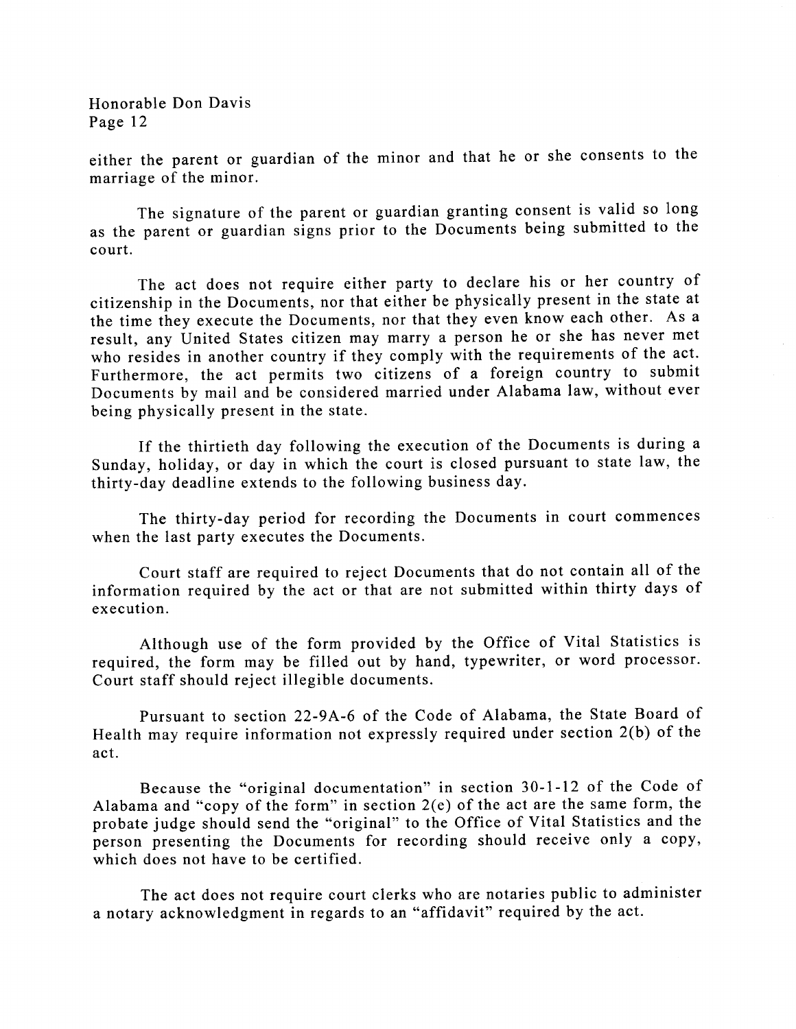either the parent or guardian of the minor and that he or she consents to the marriage of the minor.

The signature of the parent or guardian granting consent is valid so long as the parent or guardian signs prior to the Documents being submitted to the court.

The act does not require either party to declare his or her country of citizenship in the Documents, nor that either be physically present in the state at the time they execute the Documents, nor that they even know each other. As a result, any United States citizen may marry a person he or she has never met who resides in another country if they comply with the requirements of the act. Furthermore, the act permits two citizens of a foreign country to submit Documents by mail and be considered married under Alabama law, without ever being physically present in the state.

If the thirtieth day following the execution of the Documents is during a Sunday, holiday, or day in which the court is closed pursuant to state law, the thirty-day deadline extends to the following business day.

The thirty-day period for recording the Documents in court commences when the last party executes the Documents.

Court staff are required to reject Documents that do not contain all of the information required by the act or that are not submitted within thirty days of execution.

Although use of the form provided by the Office of Vital Statistics is required, the form may be filled out by hand, typewriter, or word processor. Court staff should reject illegible documents.

Pursuant to section 22-9A-6 of the Code of Alabama, the State Board of Health may require information not expressly required under section 2(b) of the act.

Because the "original documentation" in section 30-1-12 of the Code of Alabama and "copy of the form" in section 2(e) of the act are the same form, the probate judge should send the "original" to the Office of Vital Statistics and the person presenting the Documents for recording should receive only a copy, which does not have to be certified.

The act does not require court clerks who are notaries public to administer a notary acknowledgment in regards to an "affidavit" required by the act.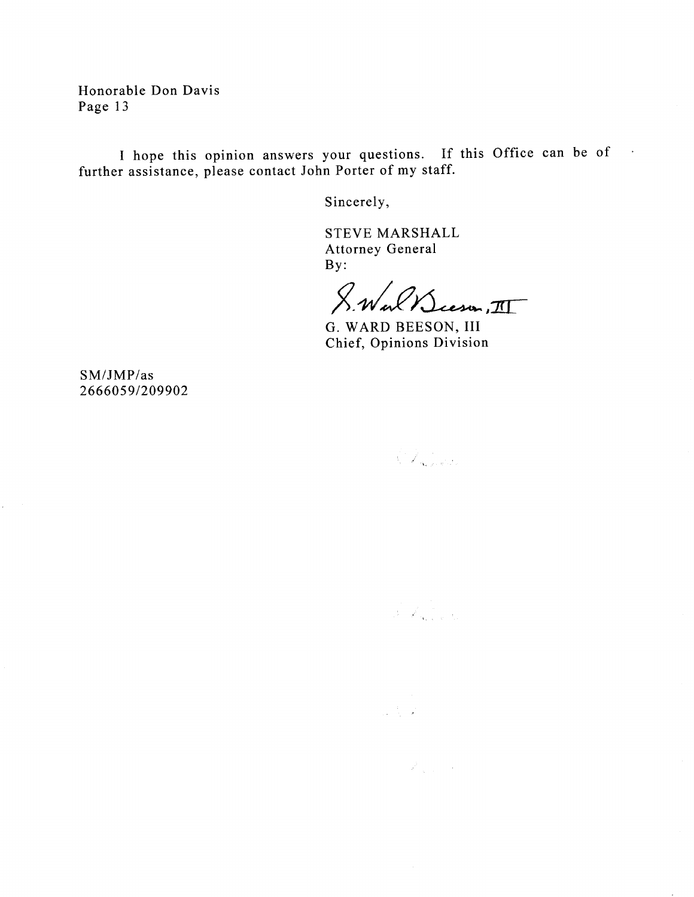I hope this opinion answers your questions. If this Office can be of further assistance, please contact John Porter of my staff.

Sincerely,

STEVE MARSHALL
Attorney General
By:

G. WARD BEESON, III
Chief, Opinions Division

SM/JMP/as
2666059/209902